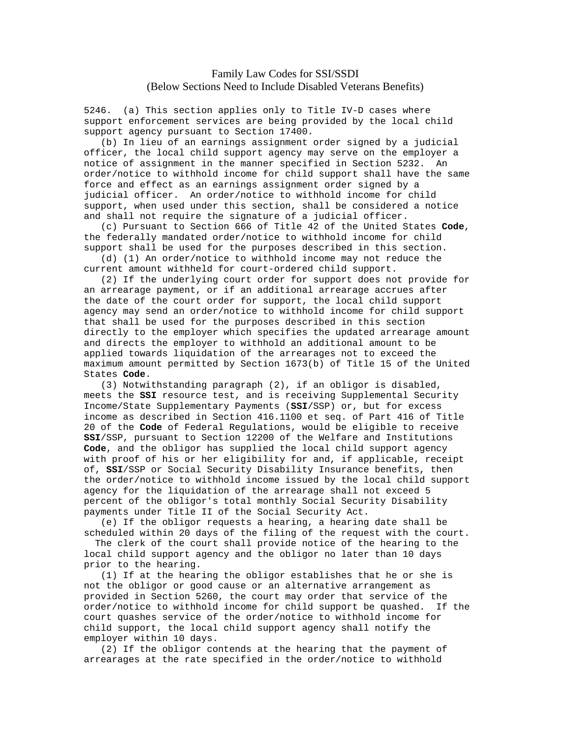# Family Law Codes for SSI/SSDI
## (Below Sections Need to Include Disabled Veterans Benefits)

5246. (a) This section applies only to Title IV-D cases where support enforcement services are being provided by the local child support agency pursuant to Section 17400.

(b) In lieu of an earnings assignment order signed by a judicial officer, the local child support agency may serve on the employer a notice of assignment in the manner specified in Section 5232. An order/notice to withhold income for child support shall have the same force and effect as an earnings assignment order signed by a judicial officer. An order/notice to withhold income for child support, when used under this section, shall be considered a notice and shall not require the signature of a judicial officer.

(c) Pursuant to Section 666 of Title 42 of the United States **Code**, the federally mandated order/notice to withhold income for child support shall be used for the purposes described in this section.

(d) (1) An order/notice to withhold income may not reduce the current amount withheld for court-ordered child support.

(2) If the underlying court order for support does not provide for an arrearage payment, or if an additional arrearage accrues after the date of the court order for support, the local child support agency may send an order/notice to withhold income for child support that shall be used for the purposes described in this section directly to the employer which specifies the updated arrearage amount and directs the employer to withhold an additional amount to be applied towards liquidation of the arrearages not to exceed the maximum amount permitted by Section 1673(b) of Title 15 of the United States **Code**.

(3) Notwithstanding paragraph (2), if an obligor is disabled, meets the **SSI** resource test, and is receiving Supplemental Security Income/State Supplementary Payments (**SSI**/SSP) or, but for excess income as described in Section 416.1100 et seq. of Part 416 of Title 20 of the **Code** of Federal Regulations, would be eligible to receive **SSI**/SSP, pursuant to Section 12200 of the Welfare and Institutions **Code**, and the obligor has supplied the local child support agency with proof of his or her eligibility for and, if applicable, receipt of, **SSI**/SSP or Social Security Disability Insurance benefits, then the order/notice to withhold income issued by the local child support agency for the liquidation of the arrearage shall not exceed 5 percent of the obligor's total monthly Social Security Disability payments under Title II of the Social Security Act.

(e) If the obligor requests a hearing, a hearing date shall be scheduled within 20 days of the filing of the request with the court. The clerk of the court shall provide notice of the hearing to the local child support agency and the obligor no later than 10 days prior to the hearing.

(1) If at the hearing the obligor establishes that he or she is not the obligor or good cause or an alternative arrangement as provided in Section 5260, the court may order that service of the order/notice to withhold income for child support be quashed. If the court quashes service of the order/notice to withhold income for child support, the local child support agency shall notify the employer within 10 days.

(2) If the obligor contends at the hearing that the payment of arrearages at the rate specified in the order/notice to withhold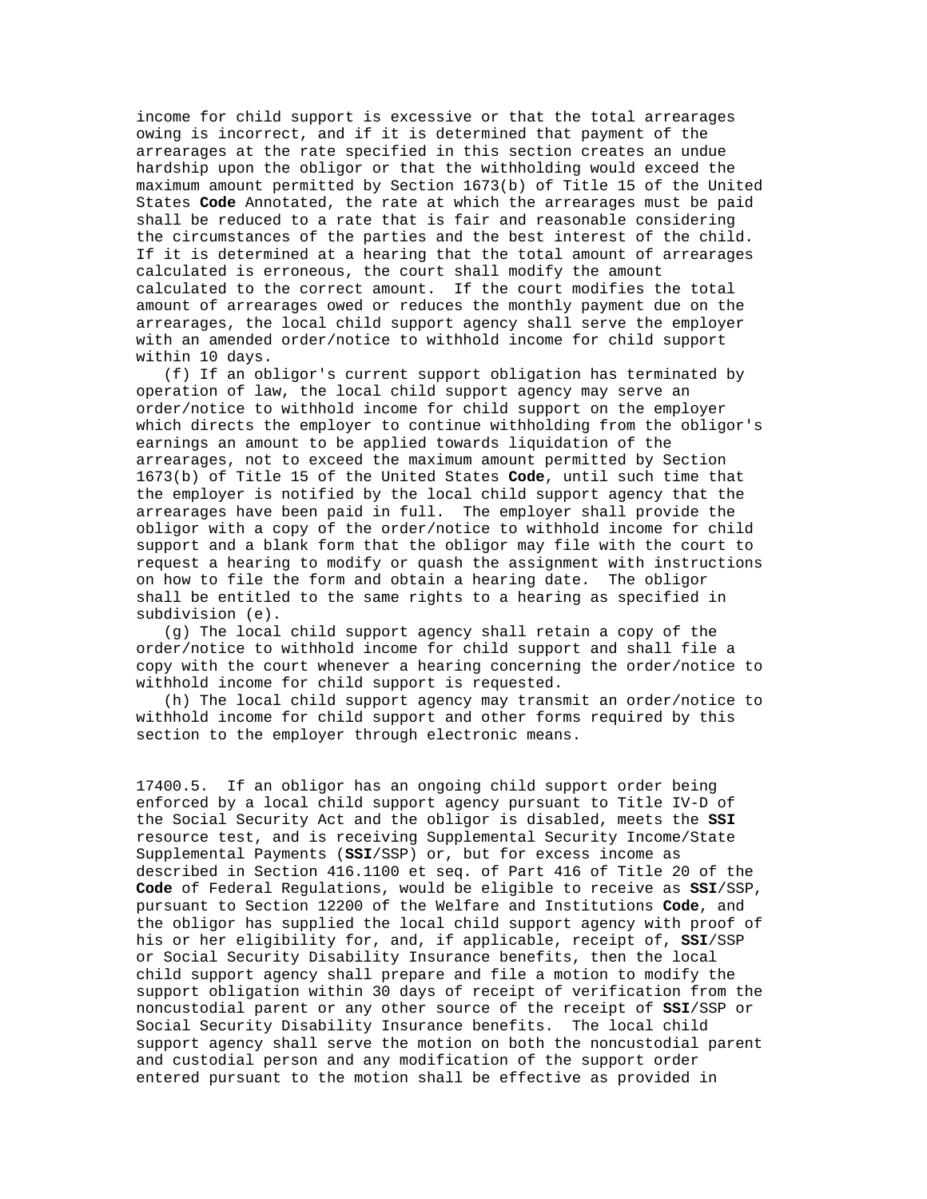income for child support is excessive or that the total arrearages owing is incorrect, and if it is determined that payment of the arrearages at the rate specified in this section creates an undue hardship upon the obligor or that the withholding would exceed the maximum amount permitted by Section 1673(b) of Title 15 of the United States **Code** Annotated, the rate at which the arrearages must be paid shall be reduced to a rate that is fair and reasonable considering the circumstances of the parties and the best interest of the child. If it is determined at a hearing that the total amount of arrearages calculated is erroneous, the court shall modify the amount calculated to the correct amount. If the court modifies the total amount of arrearages owed or reduces the monthly payment due on the arrearages, the local child support agency shall serve the employer with an amended order/notice to withhold income for child support within 10 days.

(f) If an obligor's current support obligation has terminated by operation of law, the local child support agency may serve an order/notice to withhold income for child support on the employer which directs the employer to continue withholding from the obligor's earnings an amount to be applied towards liquidation of the arrearages, not to exceed the maximum amount permitted by Section 1673(b) of Title 15 of the United States **Code**, until such time that the employer is notified by the local child support agency that the arrearages have been paid in full. The employer shall provide the obligor with a copy of the order/notice to withhold income for child support and a blank form that the obligor may file with the court to request a hearing to modify or quash the assignment with instructions on how to file the form and obtain a hearing date. The obligor shall be entitled to the same rights to a hearing as specified in subdivision (e).

(g) The local child support agency shall retain a copy of the order/notice to withhold income for child support and shall file a copy with the court whenever a hearing concerning the order/notice to withhold income for child support is requested.

(h) The local child support agency may transmit an order/notice to withhold income for child support and other forms required by this section to the employer through electronic means.

17400.5. If an obligor has an ongoing child support order being enforced by a local child support agency pursuant to Title IV-D of the Social Security Act and the obligor is disabled, meets the **SSI** resource test, and is receiving Supplemental Security Income/State Supplemental Payments (**SSI**/SSP) or, but for excess income as described in Section 416.1100 et seq. of Part 416 of Title 20 of the **Code** of Federal Regulations, would be eligible to receive as **SSI**/SSP, pursuant to Section 12200 of the Welfare and Institutions **Code**, and the obligor has supplied the local child support agency with proof of his or her eligibility for, and, if applicable, receipt of, **SSI**/SSP or Social Security Disability Insurance benefits, then the local child support agency shall prepare and file a motion to modify the support obligation within 30 days of receipt of verification from the noncustodial parent or any other source of the receipt of **SSI**/SSP or Social Security Disability Insurance benefits. The local child support agency shall serve the motion on both the noncustodial parent and custodial person and any modification of the support order entered pursuant to the motion shall be effective as provided in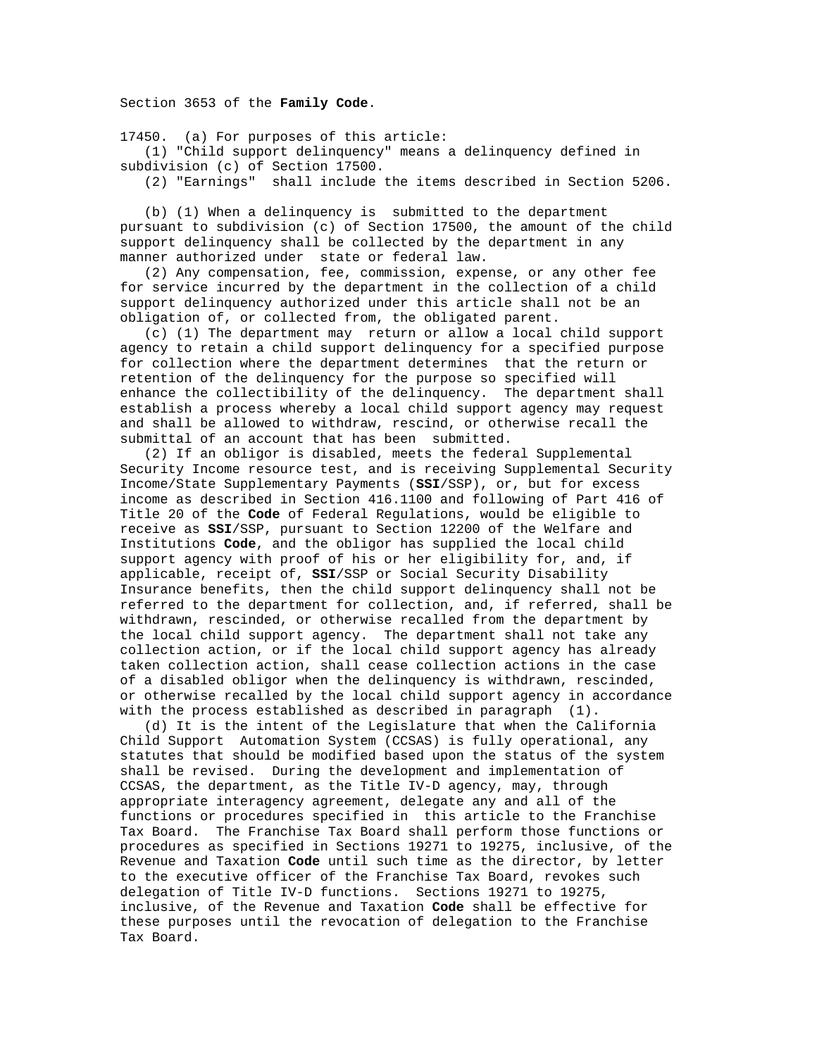Section 3653 of the **Family Code**.

17450. (a) For purposes of this article:

(1) "Child support delinquency" means a delinquency defined in subdivision (c) of Section 17500.

(2) "Earnings" shall include the items described in Section 5206.

(b) (1) When a delinquency is submitted to the department pursuant to subdivision (c) of Section 17500, the amount of the child support delinquency shall be collected by the department in any manner authorized under state or federal law.

(2) Any compensation, fee, commission, expense, or any other fee for service incurred by the department in the collection of a child support delinquency authorized under this article shall not be an obligation of, or collected from, the obligated parent.

(c) (1) The department may return or allow a local child support agency to retain a child support delinquency for a specified purpose for collection where the department determines that the return or retention of the delinquency for the purpose so specified will enhance the collectibility of the delinquency. The department shall establish a process whereby a local child support agency may request and shall be allowed to withdraw, rescind, or otherwise recall the submittal of an account that has been submitted.

(2) If an obligor is disabled, meets the federal Supplemental Security Income resource test, and is receiving Supplemental Security Income/State Supplementary Payments (**SSI**/SSP), or, but for excess income as described in Section 416.1100 and following of Part 416 of Title 20 of the **Code** of Federal Regulations, would be eligible to receive as **SSI**/SSP, pursuant to Section 12200 of the Welfare and Institutions **Code**, and the obligor has supplied the local child support agency with proof of his or her eligibility for, and, if applicable, receipt of, **SSI**/SSP or Social Security Disability Insurance benefits, then the child support delinquency shall not be referred to the department for collection, and, if referred, shall be withdrawn, rescinded, or otherwise recalled from the department by the local child support agency. The department shall not take any collection action, or if the local child support agency has already taken collection action, shall cease collection actions in the case of a disabled obligor when the delinquency is withdrawn, rescinded, or otherwise recalled by the local child support agency in accordance with the process established as described in paragraph (1).

(d) It is the intent of the Legislature that when the California Child Support Automation System (CCSAS) is fully operational, any statutes that should be modified based upon the status of the system shall be revised. During the development and implementation of CCSAS, the department, as the Title IV-D agency, may, through appropriate interagency agreement, delegate any and all of the functions or procedures specified in this article to the Franchise Tax Board. The Franchise Tax Board shall perform those functions or procedures as specified in Sections 19271 to 19275, inclusive, of the Revenue and Taxation **Code** until such time as the director, by letter to the executive officer of the Franchise Tax Board, revokes such delegation of Title IV-D functions. Sections 19271 to 19275, inclusive, of the Revenue and Taxation **Code** shall be effective for these purposes until the revocation of delegation to the Franchise Tax Board.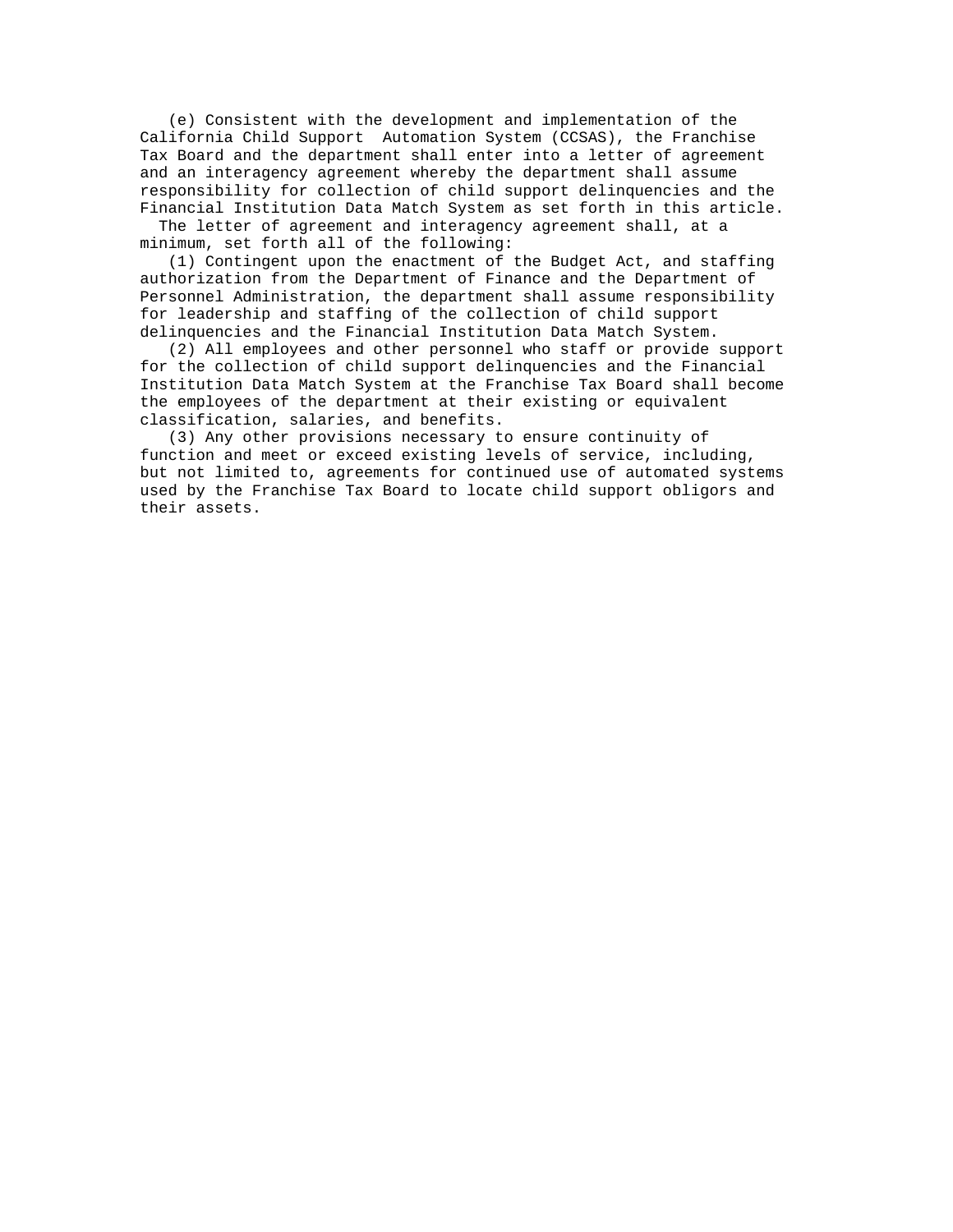(e) Consistent with the development and implementation of the California Child Support Automation System (CCSAS), the Franchise Tax Board and the department shall enter into a letter of agreement and an interagency agreement whereby the department shall assume responsibility for collection of child support delinquencies and the Financial Institution Data Match System as set forth in this article.

The letter of agreement and interagency agreement shall, at a minimum, set forth all of the following:

(1) Contingent upon the enactment of the Budget Act, and staffing authorization from the Department of Finance and the Department of Personnel Administration, the department shall assume responsibility for leadership and staffing of the collection of child support delinquencies and the Financial Institution Data Match System.

(2) All employees and other personnel who staff or provide support for the collection of child support delinquencies and the Financial Institution Data Match System at the Franchise Tax Board shall become the employees of the department at their existing or equivalent classification, salaries, and benefits.

(3) Any other provisions necessary to ensure continuity of function and meet or exceed existing levels of service, including, but not limited to, agreements for continued use of automated systems used by the Franchise Tax Board to locate child support obligors and their assets.